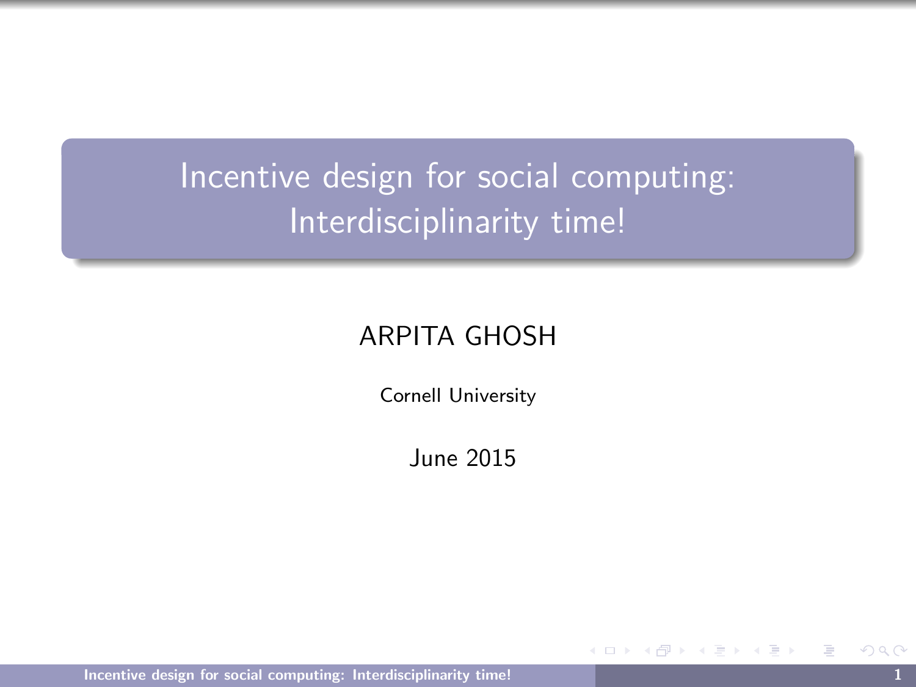# Incentive design for social computing: Interdisciplinarity time!

ARPITA GHOSH

Cornell University

June 2015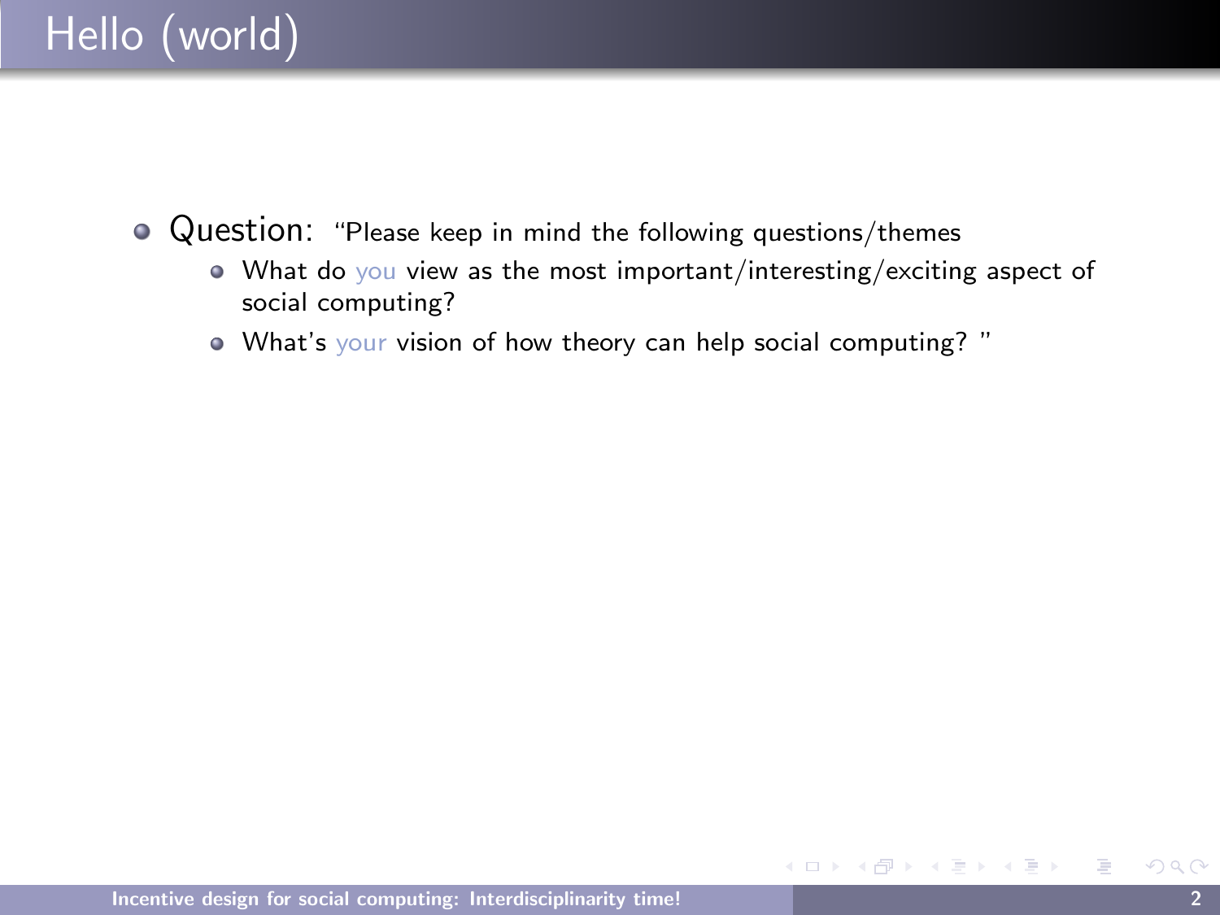# Hello (world)

- Question: "Please keep in mind the following questions/themes
  - What do you view as the most important/interesting/exciting aspect of social computing?
  - What's your vision of how theory can help social computing? "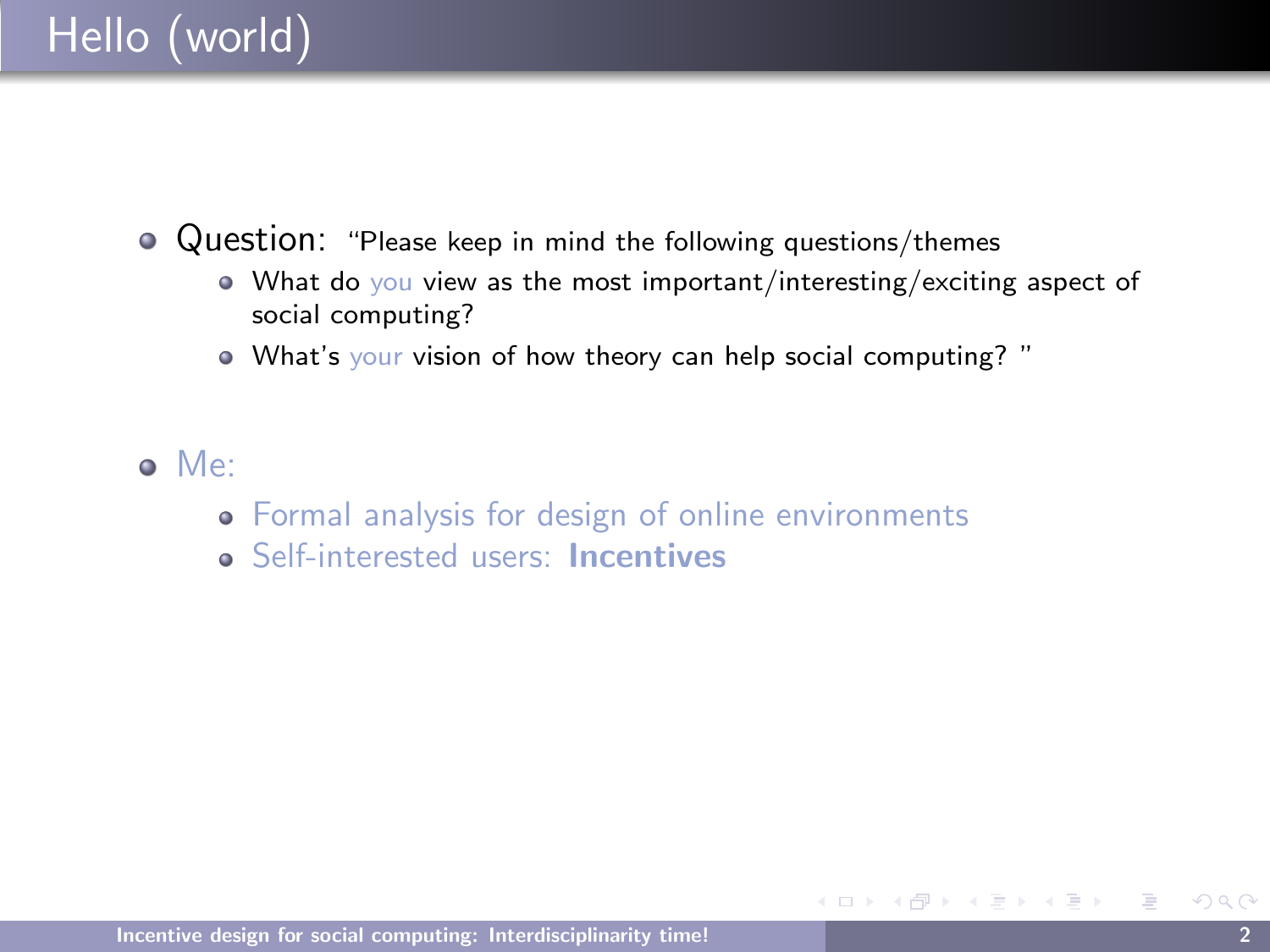# Hello (world)

- Question: "Please keep in mind the following questions/themes
  - What do you view as the most important/interesting/exciting aspect of social computing?
  - What's your vision of how theory can help social computing? "
- Me:
  - Formal analysis for design of online environments
  - Self-interested users: **Incentives**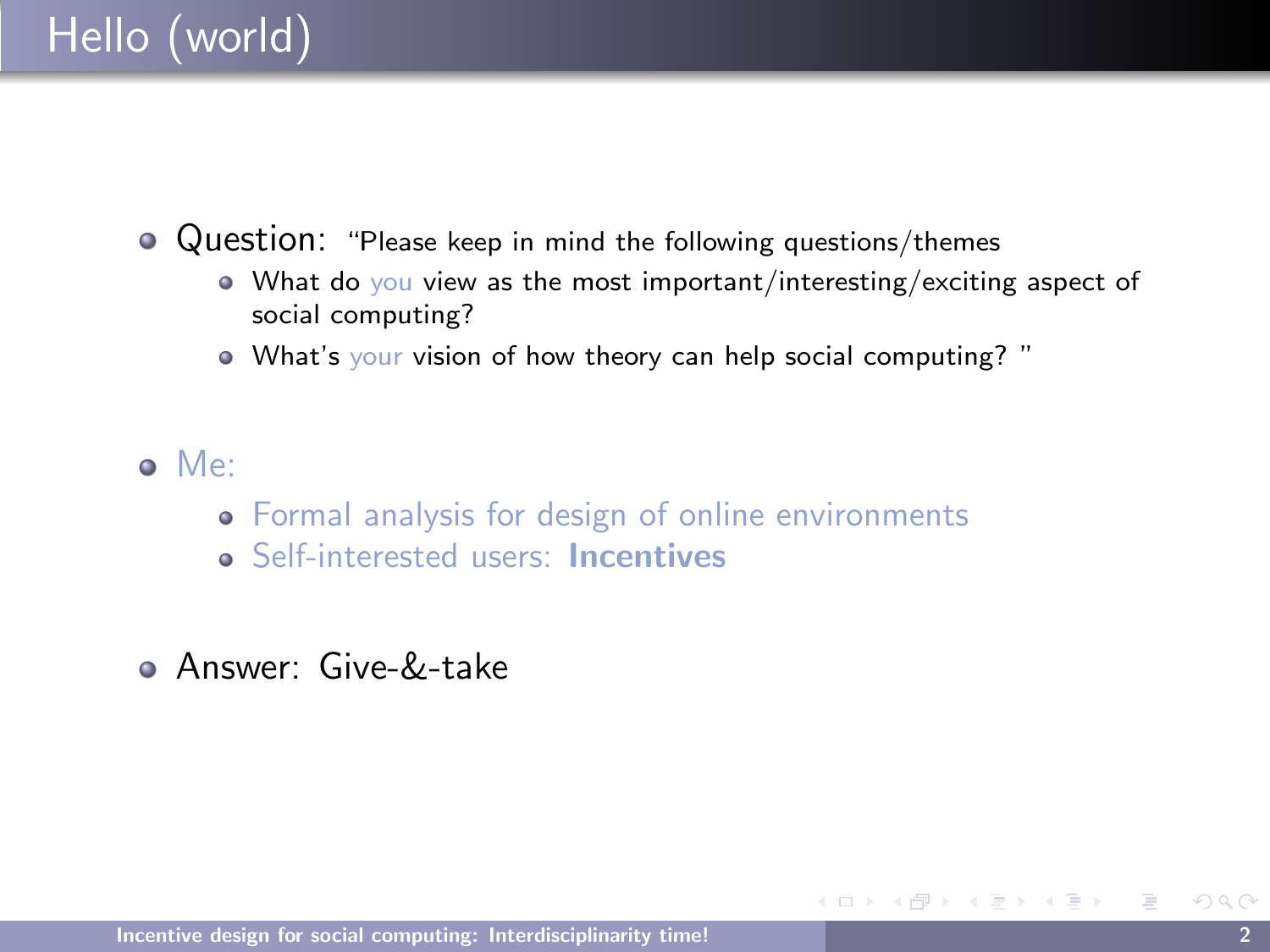# Hello (world)

- Question: "Please keep in mind the following questions/themes
    - What do you view as the most important/interesting/exciting aspect of social computing?
    - What's your vision of how theory can help social computing? "
- Me:
    - Formal analysis for design of online environments
    - Self-interested users: **Incentives**
- Answer: Give-&-take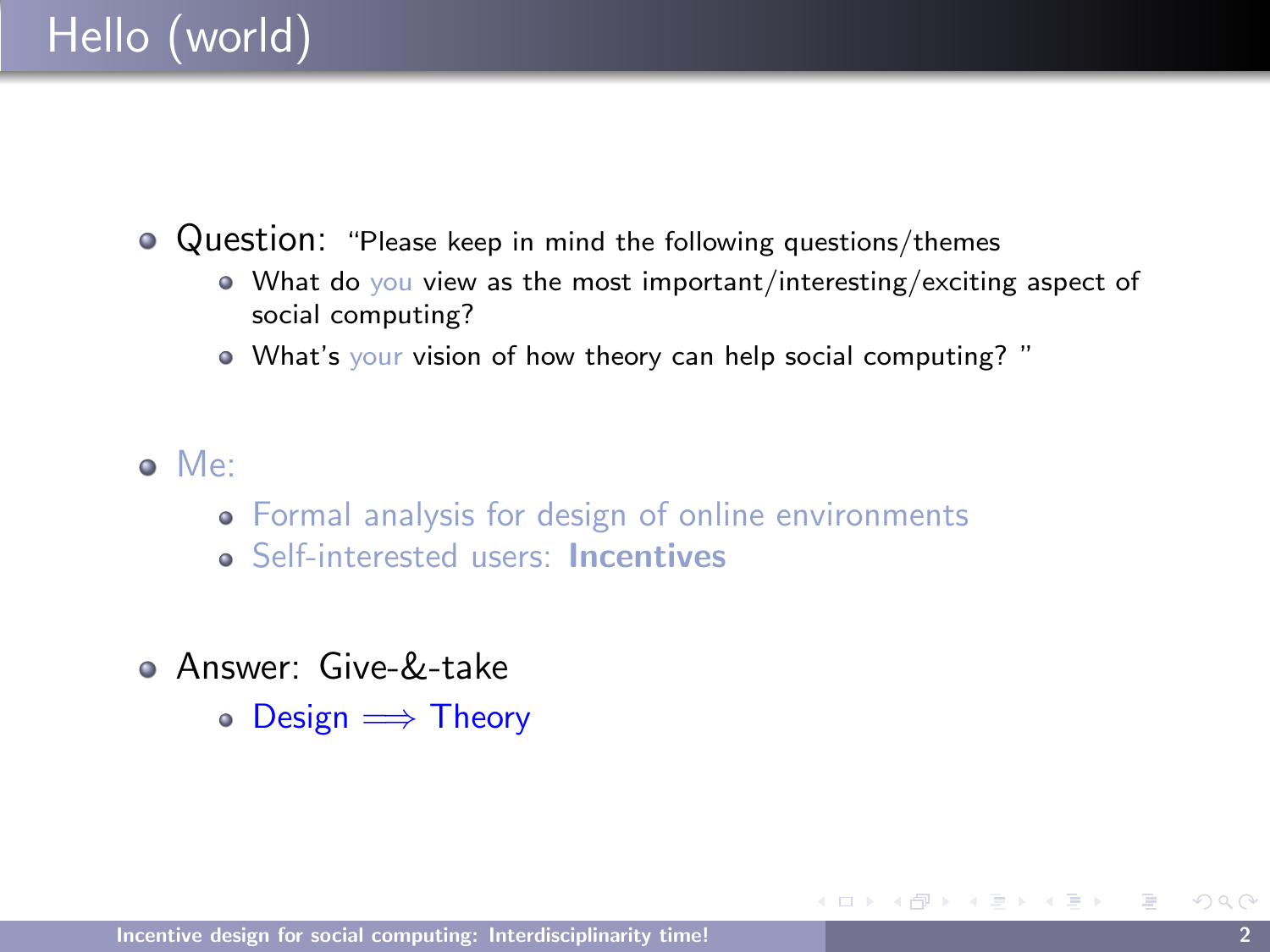# Hello (world)

- Question: "Please keep in mind the following questions/themes
  - What do you view as the most important/interesting/exciting aspect of social computing?
  - What's your vision of how theory can help social computing? "

- Me:
  - Formal analysis for design of online environments
  - Self-interested users: **Incentives**

- Answer: Give-&-take
  - Design $\Longrightarrow$ Theory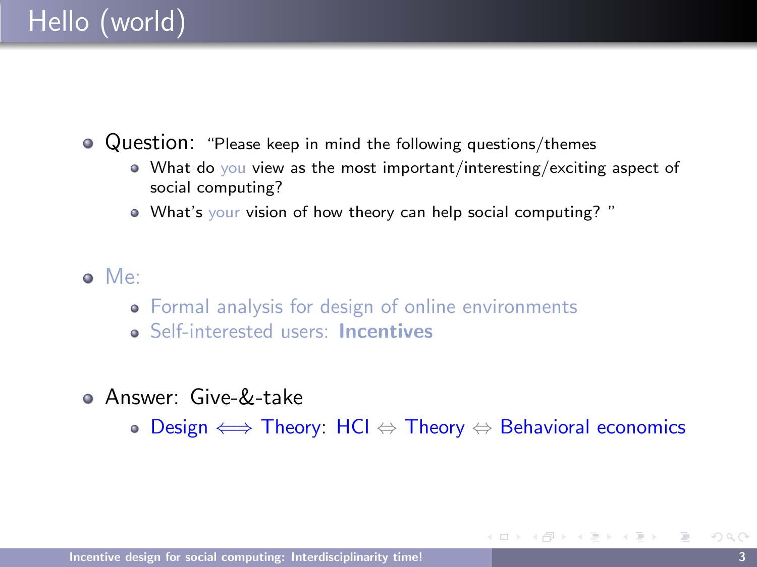# Hello (world)

- Question: "Please keep in mind the following questions/themes
  - What do you view as the most important/interesting/exciting aspect of social computing?
  - What's your vision of how theory can help social computing? "

- Me:
  - Formal analysis for design of online environments
  - Self-interested users: **Incentives**

- Answer: Give-&-take
  - Design $\Longleftrightarrow$ Theory: HCI $\Leftrightarrow$ Theory $\Leftrightarrow$ Behavioral economics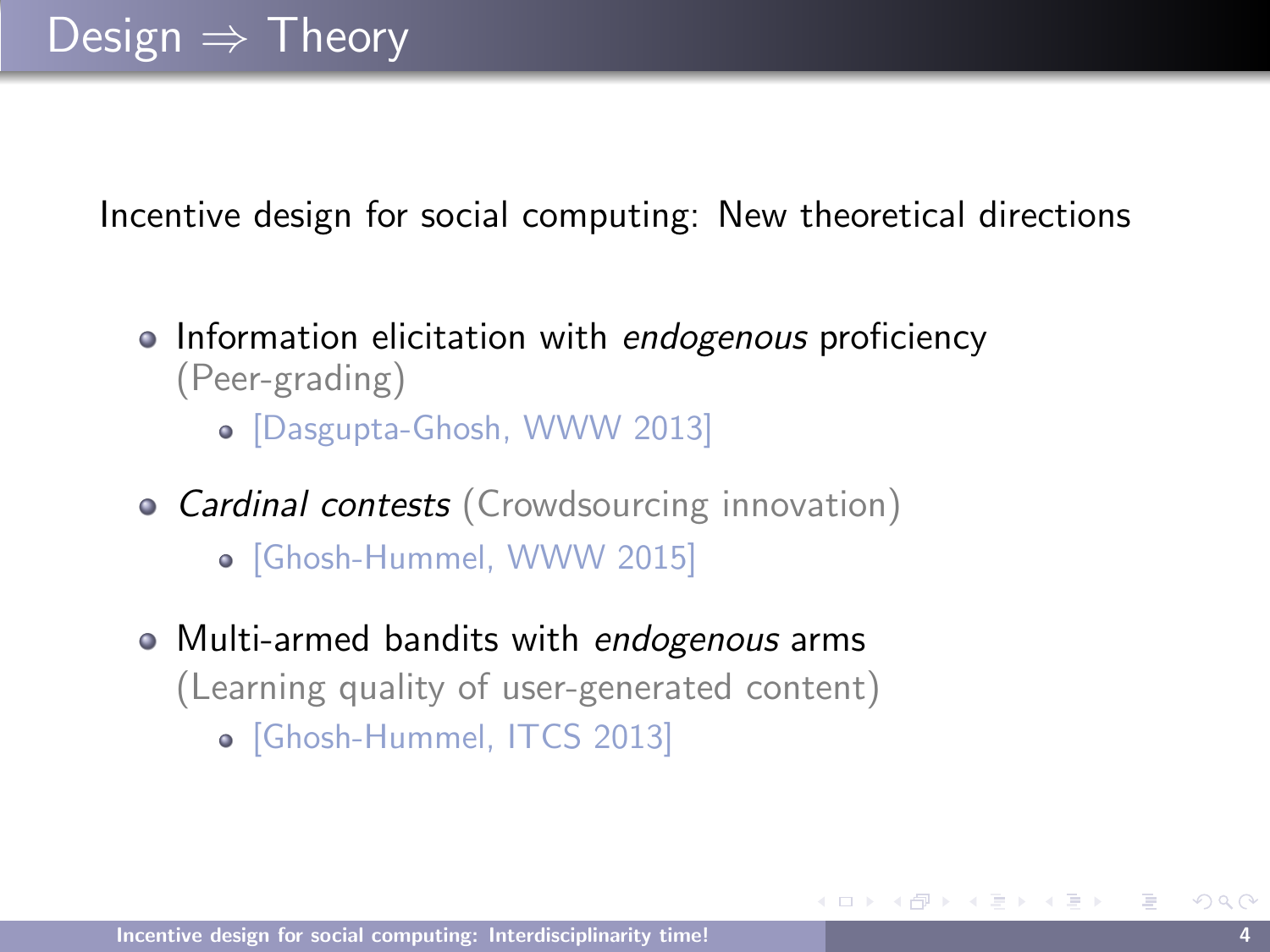# Design ⇒ Theory

Incentive design for social computing: New theoretical directions

- Information elicitation with *endogenous* proficiency (Peer-grading)
  - [Dasgupta-Ghosh, WWW 2013]
- *Cardinal contests* (Crowdsourcing innovation)
  - [Ghosh-Hummel, WWW 2015]
- Multi-armed bandits with *endogenous* arms (Learning quality of user-generated content)
  - [Ghosh-Hummel, ITCS 2013]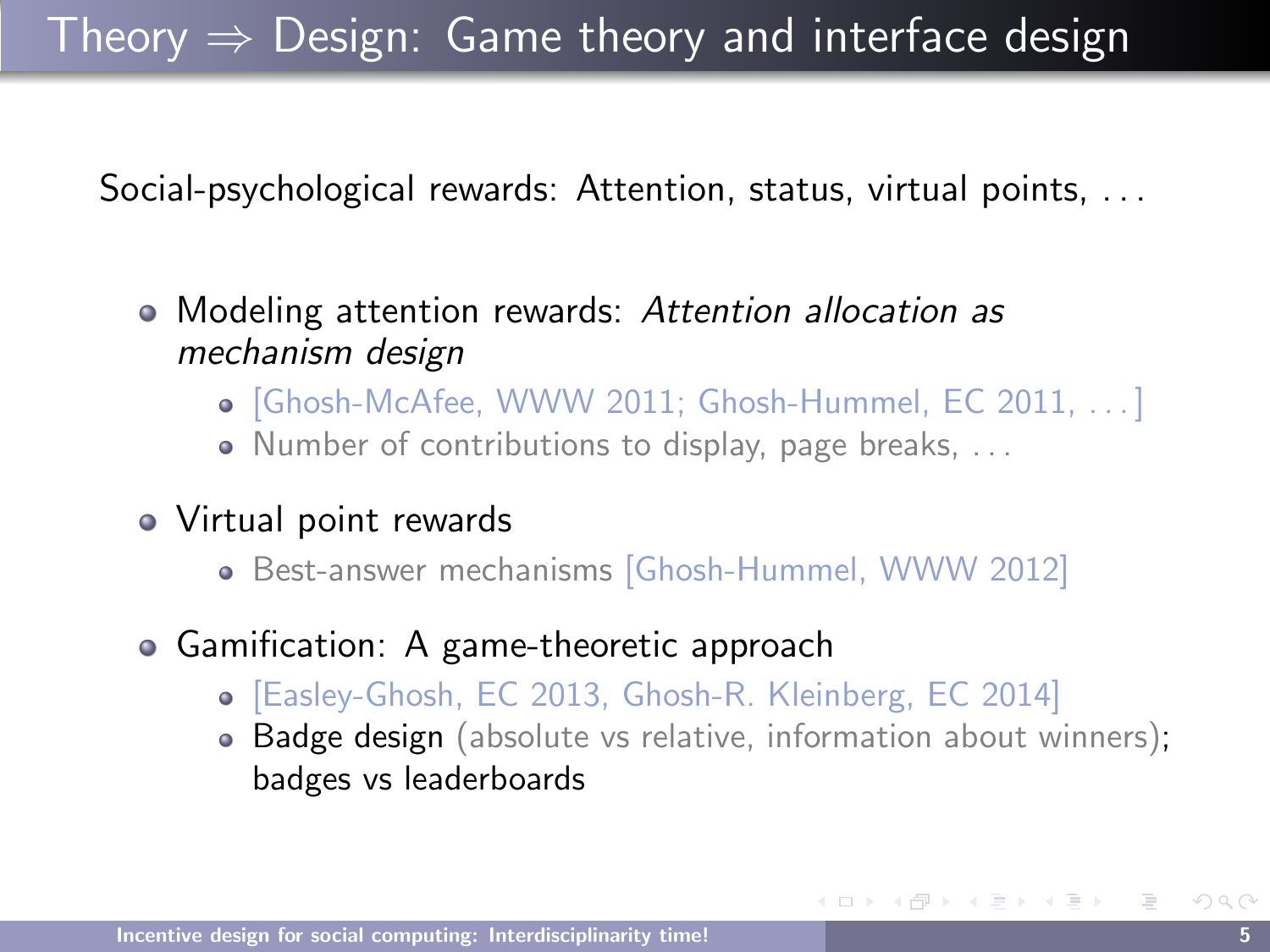# Theory ⇒ Design: Game theory and interface design

Social-psychological rewards: Attention, status, virtual points, ...

- Modeling attention rewards: *Attention allocation as mechanism design*
  - [Ghosh-McAfee, WWW 2011; Ghosh-Hummel, EC 2011, ...]
  - Number of contributions to display, page breaks, ...
- Virtual point rewards
  - Best-answer mechanisms [Ghosh-Hummel, WWW 2012]
- Gamification: A game-theoretic approach
  - [Easley-Ghosh, EC 2013, Ghosh-R. Kleinberg, EC 2014]
  - Badge design (absolute vs relative, information about winners); badges vs leaderboards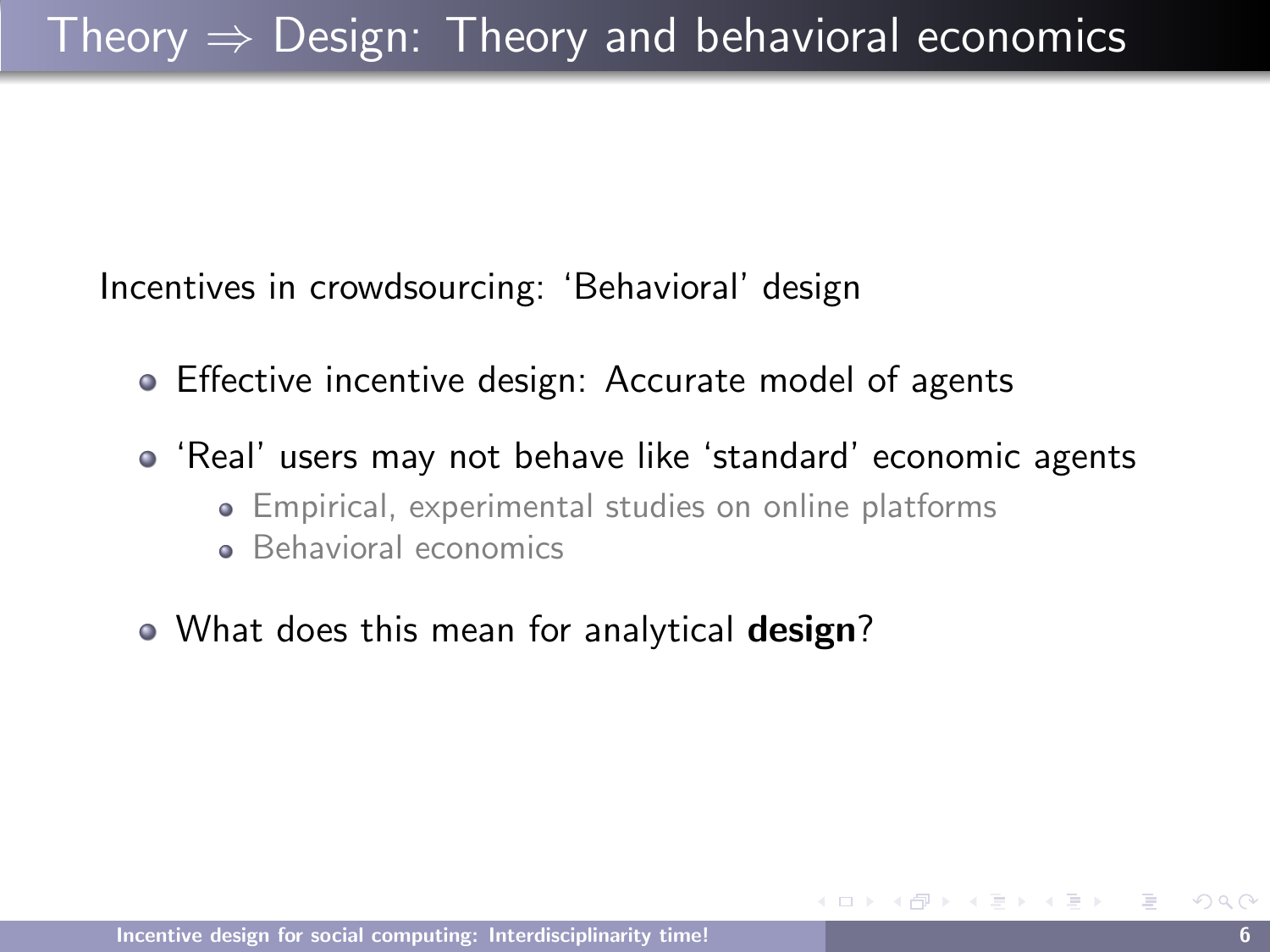# Theory $\Rightarrow$ Design: Theory and behavioral economics

Incentives in crowdsourcing: 'Behavioral' design

- Effective incentive design: Accurate model of agents
- 'Real' users may not behave like 'standard' economic agents
  - Empirical, experimental studies on online platforms
  - Behavioral economics
- What does this mean for analytical **design**?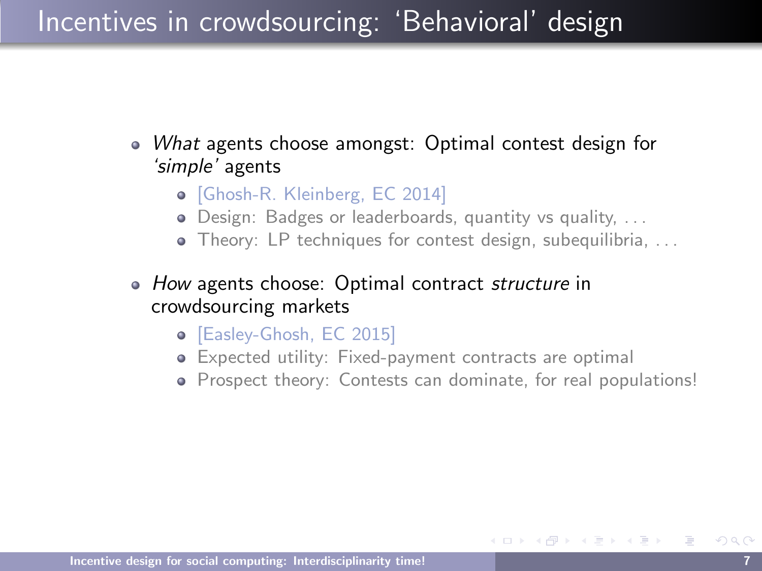# Incentives in crowdsourcing: 'Behavioral' design

- *What* agents choose amongst: Optimal contest design for *'simple'* agents
  - [Ghosh-R. Kleinberg, EC 2014]
  - Design: Badges or leaderboards, quantity vs quality, . . .
  - Theory: LP techniques for contest design, subequilibria, . . .
- *How* agents choose: Optimal contract *structure* in crowdsourcing markets
  - [Easley-Ghosh, EC 2015]
  - Expected utility: Fixed-payment contracts are optimal
  - Prospect theory: Contests can dominate, for real populations!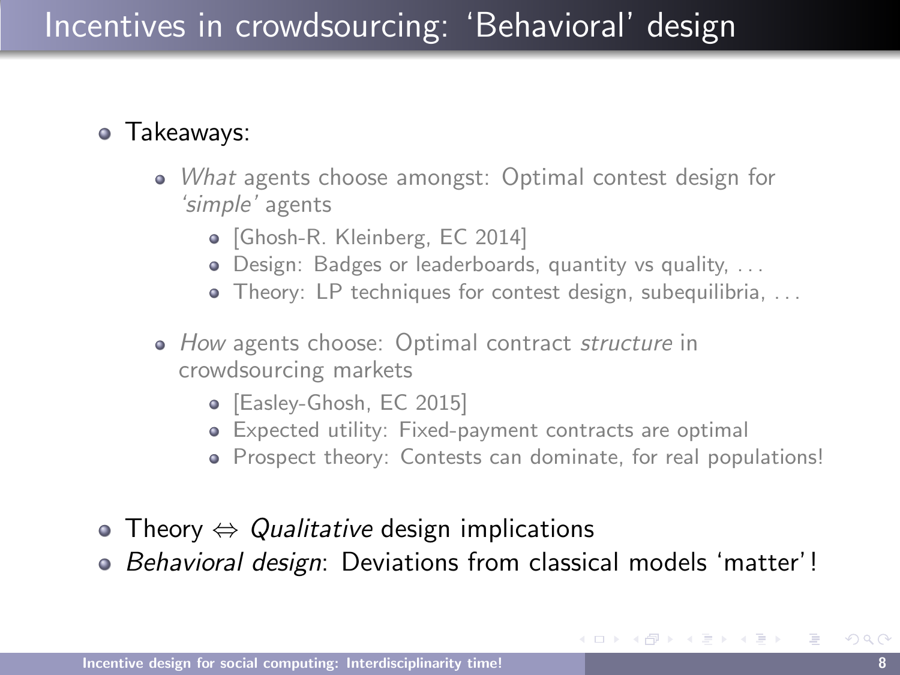# Incentives in crowdsourcing: 'Behavioral' design

- Takeaways:
  - *What* agents choose amongst: Optimal contest design for *'simple'* agents
    - [Ghosh-R. Kleinberg, EC 2014]
    - Design: Badges or leaderboards, quantity vs quality, ...
    - Theory: LP techniques for contest design, subequilibria, ...
  - *How* agents choose: Optimal contract *structure* in crowdsourcing markets
    - [Easley-Ghosh, EC 2015]
    - Expected utility: Fixed-payment contracts are optimal
    - Prospect theory: Contests can dominate, for real populations!
- Theory $\Leftrightarrow$ *Qualitative* design implications
- *Behavioral design*: Deviations from classical models 'matter'!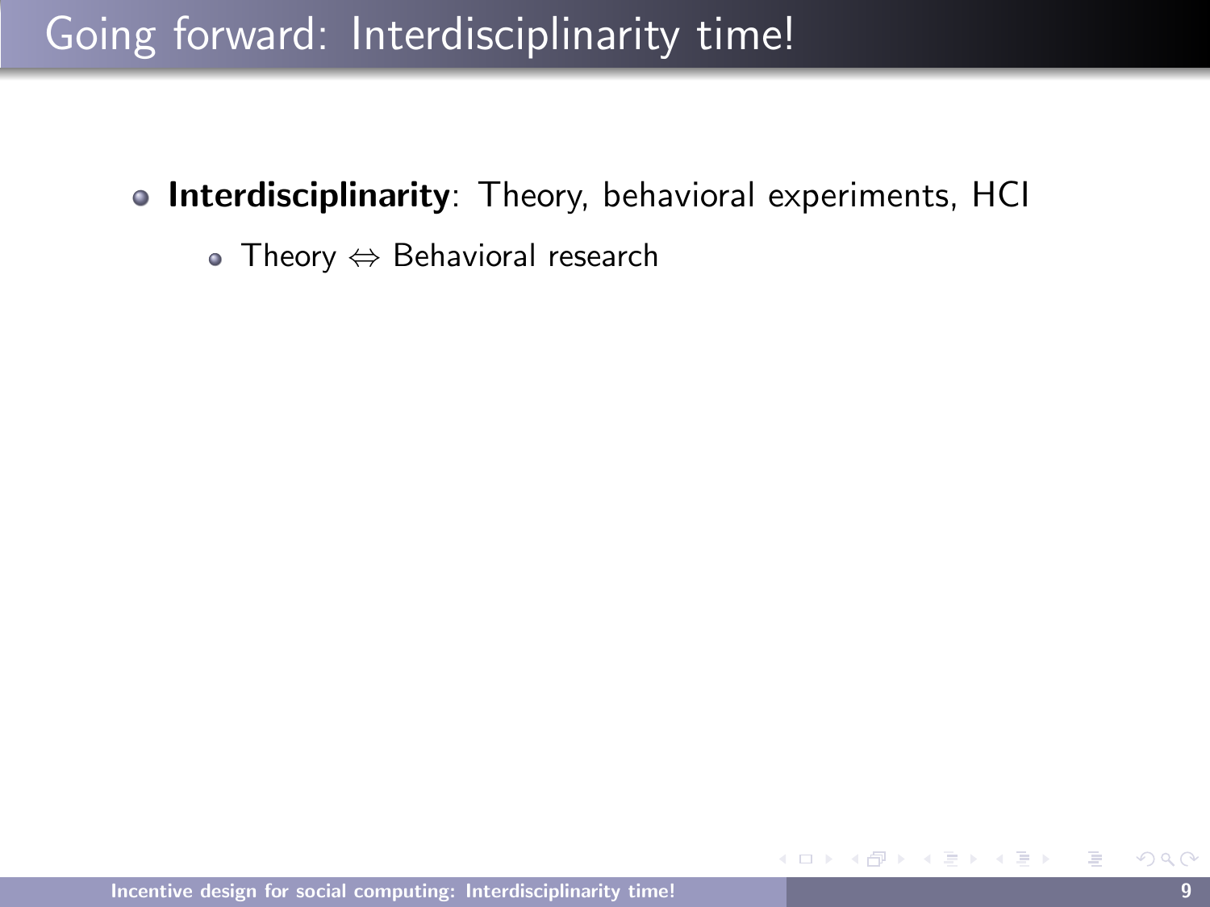# Going forward: Interdisciplinarity time!

- **Interdisciplinarity**: Theory, behavioral experiments, HCI
  - Theory $\Leftrightarrow$ Behavioral research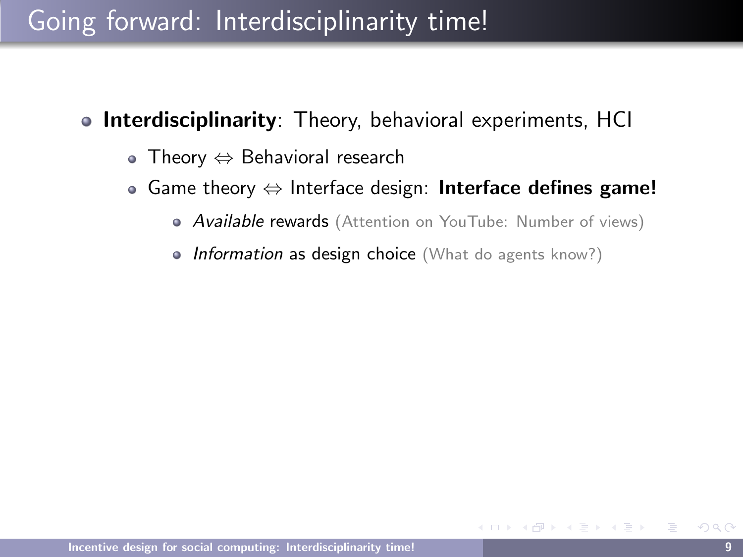# Going forward: Interdisciplinarity time!

- **Interdisciplinarity**: Theory, behavioral experiments, HCI
  - Theory $\Leftrightarrow$ Behavioral research
  - Game theory $\Leftrightarrow$ Interface design: **Interface defines game!**
    - *Available* rewards (Attention on YouTube: Number of views)
    - *Information* as design choice (What do agents know?)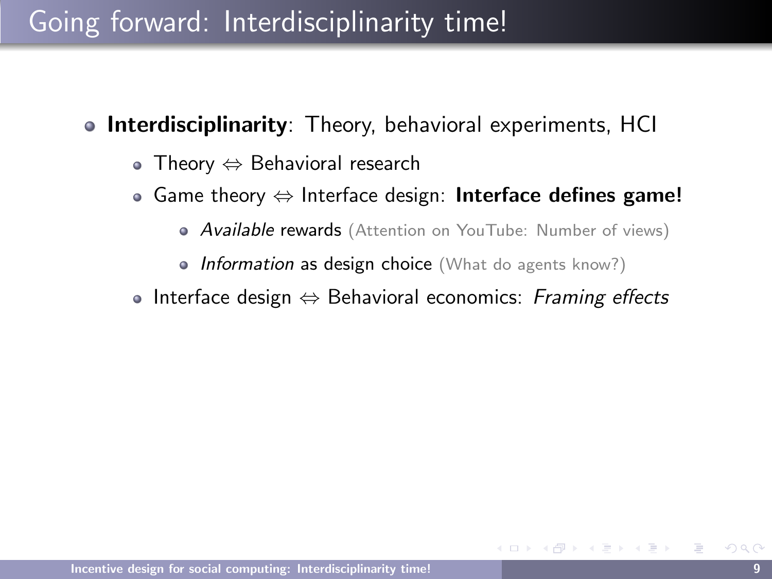# Going forward: Interdisciplinarity time!

- **Interdisciplinarity**: Theory, behavioral experiments, HCI
  - Theory $\Leftrightarrow$ Behavioral research
  - Game theory $\Leftrightarrow$ Interface design: **Interface defines game!**
    - *Available* rewards (Attention on YouTube: Number of views)
    - *Information* as design choice (What do agents know?)
  - Interface design $\Leftrightarrow$ Behavioral economics: *Framing effects*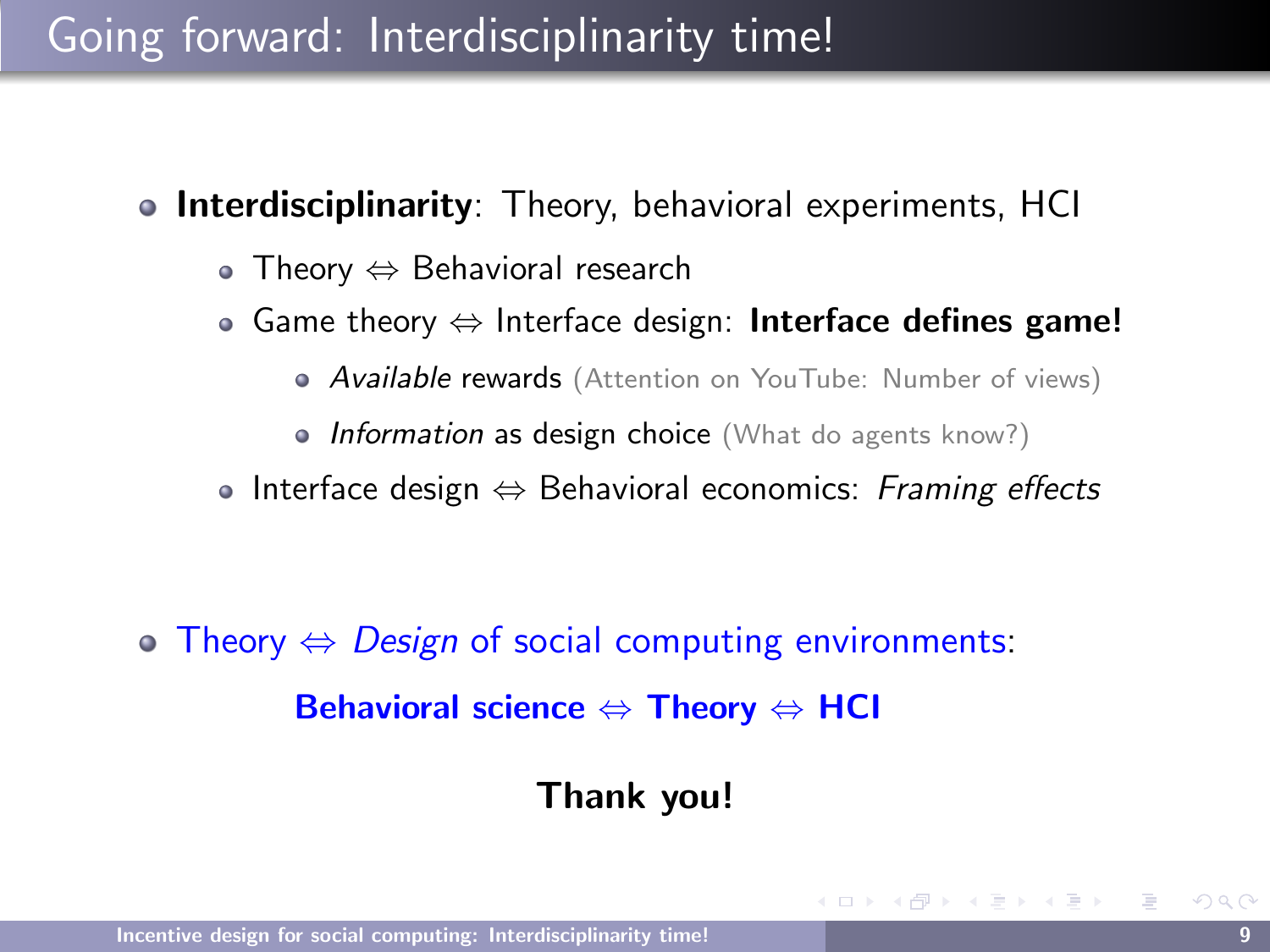# Going forward: Interdisciplinarity time!

- **Interdisciplinarity**: Theory, behavioral experiments, HCI
  - Theory $\Leftrightarrow$ Behavioral research
  - Game theory $\Leftrightarrow$ Interface design: **Interface defines game!**
    - *Available* rewards (Attention on YouTube: Number of views)
    - *Information* as design choice (What do agents know?)
  - Interface design $\Leftrightarrow$ Behavioral economics: *Framing effects*

- Theory $\Leftrightarrow$ *Design* of social computing environments:

  **Behavioral science $\Leftrightarrow$ Theory $\Leftrightarrow$ HCI**

**Thank you!**